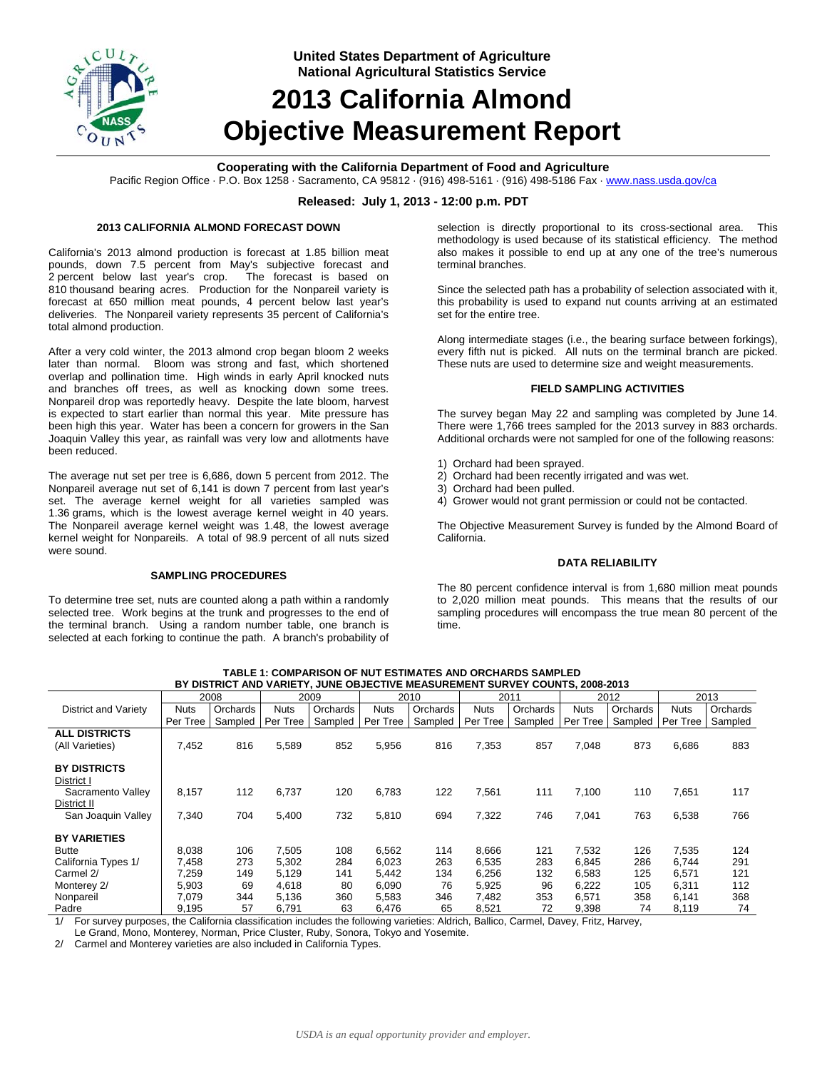United States Department of Agriculture
National Agricultural Statistics Service

# 2013 California Almond Objective Measurement Report

**Cooperating with the California Department of Food and Agriculture**

Pacific Region Office · P.O. Box 1258 · Sacramento, CA 95812 · (916) 498-5161 · (916) 498-5186 Fax · www.nass.usda.gov/ca

**Released: July 1, 2013 - 12:00 p.m. PDT**

### 2013 CALIFORNIA ALMOND FORECAST DOWN

California's 2013 almond production is forecast at 1.85 billion meat pounds, down 7.5 percent from May's subjective forecast and 2 percent below last year's crop. The forecast is based on 810 thousand bearing acres. Production for the Nonpareil variety is forecast at 650 million meat pounds, 4 percent below last year's deliveries. The Nonpareil variety represents 35 percent of California's total almond production.

After a very cold winter, the 2013 almond crop began bloom 2 weeks later than normal. Bloom was strong and fast, which shortened overlap and pollination time. High winds in early April knocked nuts and branches off trees, as well as knocking down some trees. Nonpareil drop was reportedly heavy. Despite the late bloom, harvest is expected to start earlier than normal this year. Mite pressure has been high this year. Water has been a concern for growers in the San Joaquin Valley this year, as rainfall was very low and allotments have been reduced.

The average nut set per tree is 6,686, down 5 percent from 2012. The Nonpareil average nut set of 6,141 is down 7 percent from last year's set. The average kernel weight for all varieties sampled was 1.36 grams, which is the lowest average kernel weight in 40 years. The Nonpareil average kernel weight was 1.48, the lowest average kernel weight for Nonpareils. A total of 98.9 percent of all nuts sized were sound.

### SAMPLING PROCEDURES

To determine tree set, nuts are counted along a path within a randomly selected tree. Work begins at the trunk and progresses to the end of the terminal branch. Using a random number table, one branch is selected at each forking to continue the path. A branch's probability of selection is directly proportional to its cross-sectional area. This methodology is used because of its statistical efficiency. The method also makes it possible to end up at any one of the tree's numerous terminal branches.

Since the selected path has a probability of selection associated with it, this probability is used to expand nut counts arriving at an estimated set for the entire tree.

Along intermediate stages (i.e., the bearing surface between forkings), every fifth nut is picked. All nuts on the terminal branch are picked. These nuts are used to determine size and weight measurements.

### FIELD SAMPLING ACTIVITIES

The survey began May 22 and sampling was completed by June 14. There were 1,766 trees sampled for the 2013 survey in 883 orchards. Additional orchards were not sampled for one of the following reasons:

1) Orchard had been sprayed.
2) Orchard had been recently irrigated and was wet.
3) Orchard had been pulled.
4) Grower would not grant permission or could not be contacted.

The Objective Measurement Survey is funded by the Almond Board of California.

### DATA RELIABILITY

The 80 percent confidence interval is from 1,680 million meat pounds to 2,020 million meat pounds. This means that the results of our sampling procedures will encompass the true mean 80 percent of the time.

**TABLE 1: COMPARISON OF NUT ESTIMATES AND ORCHARDS SAMPLED BY DISTRICT AND VARIETY, JUNE OBJECTIVE MEASUREMENT SURVEY COUNTS, 2008-2013**

| District and Variety | 2008 | | 2009 | | 2010 | | 2011 | | 2012 | | 2013 | |
|---|---|---|---|---|---|---|---|---|---|---|---|---|
| | Nuts Per Tree | Orchards Sampled | Nuts Per Tree | Orchards Sampled | Nuts Per Tree | Orchards Sampled | Nuts Per Tree | Orchards Sampled | Nuts Per Tree | Orchards Sampled | Nuts Per Tree | Orchards Sampled |
| **ALL DISTRICTS** (All Varieties) | 7,452 | 816 | 5,589 | 852 | 5,956 | 816 | 7,353 | 857 | 7,048 | 873 | 6,686 | 883 |
| **BY DISTRICTS** | | | | | | | | | | | | |
| District I Sacramento Valley | 8,157 | 112 | 6,737 | 120 | 6,783 | 122 | 7,561 | 111 | 7,100 | 110 | 7,651 | 117 |
| District II San Joaquin Valley | 7,340 | 704 | 5,400 | 732 | 5,810 | 694 | 7,322 | 746 | 7,041 | 763 | 6,538 | 766 |
| **BY VARIETIES** | | | | | | | | | | | | |
| Butte | 8,038 | 106 | 7,505 | 108 | 6,562 | 114 | 8,666 | 121 | 7,532 | 126 | 7,535 | 124 |
| California Types 1/ | 7,458 | 273 | 5,302 | 284 | 6,023 | 263 | 6,535 | 283 | 6,845 | 286 | 6,744 | 291 |
| Carmel 2/ | 7,259 | 149 | 5,129 | 141 | 5,442 | 134 | 6,256 | 132 | 6,583 | 125 | 6,571 | 121 |
| Monterey 2/ | 5,903 | 69 | 4,618 | 80 | 6,090 | 76 | 5,925 | 96 | 6,222 | 105 | 6,311 | 112 |
| Nonpareil | 7,079 | 344 | 5,136 | 360 | 5,583 | 346 | 7,482 | 353 | 6,571 | 358 | 6,141 | 368 |
| Padre | 9,195 | 57 | 6,791 | 63 | 6,476 | 65 | 8,521 | 72 | 9,398 | 74 | 8,119 | 74 |

1/ For survey purposes, the California classification includes the following varieties: Aldrich, Ballico, Carmel, Davey, Fritz, Harvey, Le Grand, Mono, Monterey, Norman, Price Cluster, Ruby, Sonora, Tokyo and Yosemite.

2/ Carmel and Monterey varieties are also included in California Types.

*USDA is an equal opportunity provider and employer.*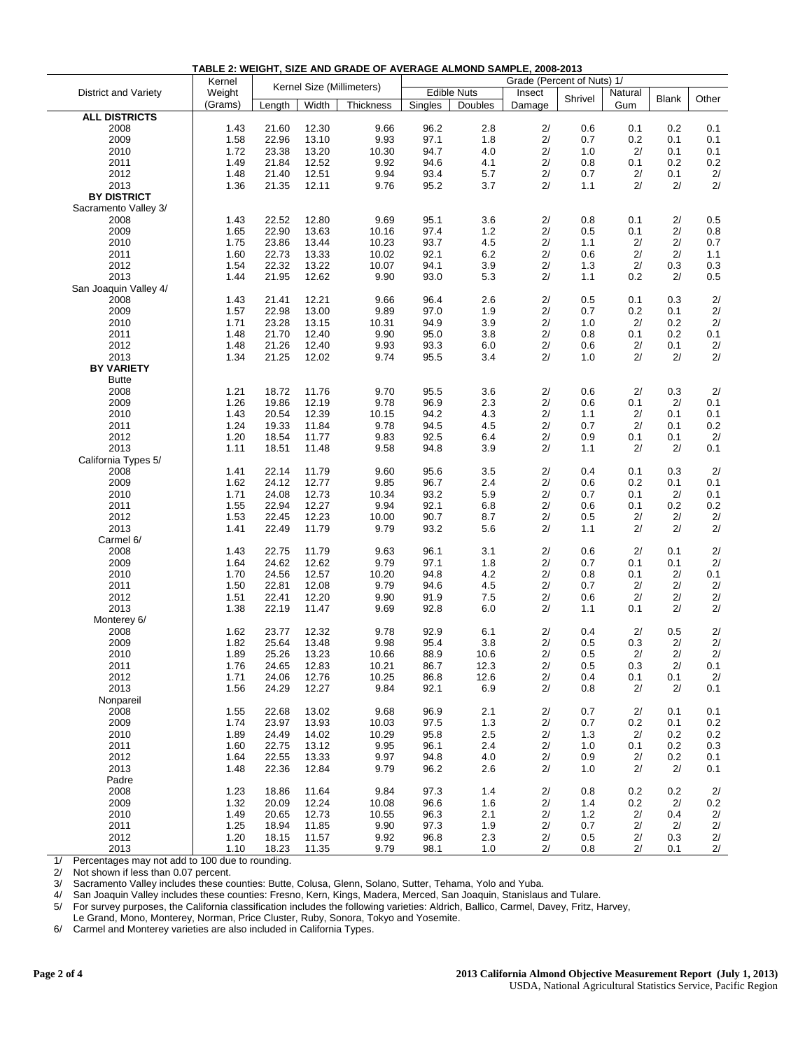## TABLE 2: WEIGHT, SIZE AND GRADE OF AVERAGE ALMOND SAMPLE, 2008-2013

| District and Variety | Kernel Weight (Grams) | Kernel Size (Millimeters) | | | Grade (Percent of Nuts) 1/ | | | | | | |
|---|---|---|---|---|---|---|---|---|---|---|---|
| | | Length | Width | Thickness | Edible Nuts Singles | Edible Nuts Doubles | Insect Damage | Shrivel | Natural Gum | Blank | Other |
| **ALL DISTRICTS** | | | | | | | | | | | |
| 2008 | 1.43 | 21.60 | 12.30 | 9.66 | 96.2 | 2.8 | 2/ | 0.6 | 0.1 | 0.2 | 0.1 |
| 2009 | 1.58 | 22.96 | 13.10 | 9.93 | 97.1 | 1.8 | 2/ | 0.7 | 0.2 | 0.1 | 0.1 |
| 2010 | 1.72 | 23.38 | 13.20 | 10.30 | 94.7 | 4.0 | 2/ | 1.0 | 2/ | 0.1 | 0.1 |
| 2011 | 1.49 | 21.84 | 12.52 | 9.92 | 94.6 | 4.1 | 2/ | 0.8 | 0.1 | 0.2 | 0.2 |
| 2012 | 1.48 | 21.40 | 12.51 | 9.94 | 93.4 | 5.7 | 2/ | 0.7 | 2/ | 0.1 | 2/ |
| 2013 | 1.36 | 21.35 | 12.11 | 9.76 | 95.2 | 3.7 | 2/ | 1.1 | 2/ | 2/ | 2/ |
| **BY DISTRICT** | | | | | | | | | | | |
| Sacramento Valley 3/ | | | | | | | | | | | |
| 2008 | 1.43 | 22.52 | 12.80 | 9.69 | 95.1 | 3.6 | 2/ | 0.8 | 0.1 | 2/ | 0.5 |
| 2009 | 1.65 | 22.90 | 13.63 | 10.16 | 97.4 | 1.2 | 2/ | 0.5 | 0.1 | 2/ | 0.8 |
| 2010 | 1.75 | 23.86 | 13.44 | 10.23 | 93.7 | 4.5 | 2/ | 1.1 | 2/ | 2/ | 0.7 |
| 2011 | 1.60 | 22.73 | 13.33 | 10.02 | 92.1 | 6.2 | 2/ | 0.6 | 2/ | 2/ | 1.1 |
| 2012 | 1.54 | 22.32 | 13.22 | 10.07 | 94.1 | 3.9 | 2/ | 1.3 | 2/ | 0.3 | 0.3 |
| 2013 | 1.44 | 21.95 | 12.62 | 9.90 | 93.0 | 5.3 | 2/ | 1.1 | 0.2 | 2/ | 0.5 |
| San Joaquin Valley 4/ | | | | | | | | | | | |
| 2008 | 1.43 | 21.41 | 12.21 | 9.66 | 96.4 | 2.6 | 2/ | 0.5 | 0.1 | 0.3 | 2/ |
| 2009 | 1.57 | 22.98 | 13.00 | 9.89 | 97.0 | 1.9 | 2/ | 0.7 | 0.2 | 0.1 | 2/ |
| 2010 | 1.71 | 23.28 | 13.15 | 10.31 | 94.9 | 3.9 | 2/ | 1.0 | 2/ | 0.2 | 2/ |
| 2011 | 1.48 | 21.70 | 12.40 | 9.90 | 95.0 | 3.8 | 2/ | 0.8 | 0.1 | 0.2 | 0.1 |
| 2012 | 1.48 | 21.26 | 12.40 | 9.93 | 93.3 | 6.0 | 2/ | 0.6 | 2/ | 0.1 | 2/ |
| 2013 | 1.34 | 21.25 | 12.02 | 9.74 | 95.5 | 3.4 | 2/ | 1.0 | 2/ | 2/ | 2/ |
| **BY VARIETY** | | | | | | | | | | | |
| Butte | | | | | | | | | | | |
| 2008 | 1.21 | 18.72 | 11.76 | 9.70 | 95.5 | 3.6 | 2/ | 0.6 | 2/ | 0.3 | 2/ |
| 2009 | 1.26 | 19.86 | 12.19 | 9.78 | 96.9 | 2.3 | 2/ | 0.6 | 0.1 | 2/ | 0.1 |
| 2010 | 1.43 | 20.54 | 12.39 | 10.15 | 94.2 | 4.3 | 2/ | 1.1 | 2/ | 0.1 | 0.1 |
| 2011 | 1.24 | 19.33 | 11.84 | 9.78 | 94.5 | 4.5 | 2/ | 0.7 | 2/ | 0.1 | 0.2 |
| 2012 | 1.20 | 18.54 | 11.77 | 9.83 | 92.5 | 6.4 | 2/ | 0.9 | 0.1 | 0.1 | 2/ |
| 2013 | 1.11 | 18.51 | 11.48 | 9.58 | 94.8 | 3.9 | 2/ | 1.1 | 2/ | 2/ | 0.1 |
| California Types 5/ | | | | | | | | | | | |
| 2008 | 1.41 | 22.14 | 11.79 | 9.60 | 95.6 | 3.5 | 2/ | 0.4 | 0.1 | 0.3 | 2/ |
| 2009 | 1.62 | 24.12 | 12.77 | 9.85 | 96.7 | 2.4 | 2/ | 0.6 | 0.2 | 0.1 | 0.1 |
| 2010 | 1.71 | 24.08 | 12.73 | 10.34 | 93.2 | 5.9 | 2/ | 0.7 | 0.1 | 2/ | 0.1 |
| 2011 | 1.55 | 22.94 | 12.27 | 9.94 | 92.1 | 6.8 | 2/ | 0.6 | 0.1 | 0.2 | 0.2 |
| 2012 | 1.53 | 22.45 | 12.23 | 10.00 | 90.7 | 8.7 | 2/ | 0.5 | 2/ | 2/ | 2/ |
| 2013 | 1.41 | 22.49 | 11.79 | 9.79 | 93.2 | 5.6 | 2/ | 1.1 | 2/ | 2/ | 2/ |
| Carmel 6/ | | | | | | | | | | | |
| 2008 | 1.43 | 22.75 | 11.79 | 9.63 | 96.1 | 3.1 | 2/ | 0.6 | 2/ | 0.1 | 2/ |
| 2009 | 1.64 | 24.62 | 12.62 | 9.79 | 97.1 | 1.8 | 2/ | 0.7 | 0.1 | 0.1 | 2/ |
| 2010 | 1.70 | 24.56 | 12.57 | 10.20 | 94.8 | 4.2 | 2/ | 0.8 | 0.1 | 2/ | 0.1 |
| 2011 | 1.50 | 22.81 | 12.08 | 9.79 | 94.6 | 4.5 | 2/ | 0.7 | 2/ | 2/ | 2/ |
| 2012 | 1.51 | 22.41 | 12.20 | 9.90 | 91.9 | 7.5 | 2/ | 0.6 | 2/ | 2/ | 2/ |
| 2013 | 1.38 | 22.19 | 11.47 | 9.69 | 92.8 | 6.0 | 2/ | 1.1 | 0.1 | 2/ | 2/ |
| Monterey 6/ | | | | | | | | | | | |
| 2008 | 1.62 | 23.77 | 12.32 | 9.78 | 92.9 | 6.1 | 2/ | 0.4 | 2/ | 0.5 | 2/ |
| 2009 | 1.82 | 25.64 | 13.48 | 9.98 | 95.4 | 3.8 | 2/ | 0.5 | 0.3 | 2/ | 2/ |
| 2010 | 1.89 | 25.26 | 13.23 | 10.66 | 88.9 | 10.6 | 2/ | 0.5 | 2/ | 2/ | 2/ |
| 2011 | 1.76 | 24.65 | 12.83 | 10.21 | 86.7 | 12.3 | 2/ | 0.5 | 0.3 | 2/ | 0.1 |
| 2012 | 1.71 | 24.06 | 12.76 | 10.25 | 86.8 | 12.6 | 2/ | 0.4 | 0.1 | 0.1 | 2/ |
| 2013 | 1.56 | 24.29 | 12.27 | 9.84 | 92.1 | 6.9 | 2/ | 0.8 | 2/ | 2/ | 0.1 |
| Nonpareil | | | | | | | | | | | |
| 2008 | 1.55 | 22.68 | 13.02 | 9.68 | 96.9 | 2.1 | 2/ | 0.7 | 2/ | 0.1 | 0.1 |
| 2009 | 1.74 | 23.97 | 13.93 | 10.03 | 97.5 | 1.3 | 2/ | 0.7 | 0.2 | 0.1 | 0.2 |
| 2010 | 1.89 | 24.49 | 14.02 | 10.29 | 95.8 | 2.5 | 2/ | 1.3 | 2/ | 0.2 | 0.2 |
| 2011 | 1.60 | 22.75 | 13.12 | 9.95 | 96.1 | 2.4 | 2/ | 1.0 | 0.1 | 0.2 | 0.3 |
| 2012 | 1.64 | 22.55 | 13.33 | 9.97 | 94.8 | 4.0 | 2/ | 0.9 | 2/ | 0.2 | 0.1 |
| 2013 | 1.48 | 22.36 | 12.84 | 9.79 | 96.2 | 2.6 | 2/ | 1.0 | 2/ | 2/ | 0.1 |
| Padre | | | | | | | | | | | |
| 2008 | 1.23 | 18.86 | 11.64 | 9.84 | 97.3 | 1.4 | 2/ | 0.8 | 0.2 | 0.2 | 2/ |
| 2009 | 1.32 | 20.09 | 12.24 | 10.08 | 96.6 | 1.6 | 2/ | 1.4 | 0.2 | 2/ | 0.2 |
| 2010 | 1.49 | 20.65 | 12.73 | 10.55 | 96.3 | 2.1 | 2/ | 1.2 | 2/ | 0.4 | 2/ |
| 2011 | 1.25 | 18.94 | 11.85 | 9.90 | 97.3 | 1.9 | 2/ | 0.7 | 2/ | 2/ | 2/ |
| 2012 | 1.20 | 18.15 | 11.57 | 9.92 | 96.8 | 2.3 | 2/ | 0.5 | 2/ | 0.3 | 2/ |
| 2013 | 1.10 | 18.23 | 11.35 | 9.79 | 98.1 | 1.0 | 2/ | 0.8 | 2/ | 0.1 | 2/ |

1/ Percentages may not add to 100 due to rounding.
2/ Not shown if less than 0.07 percent.
3/ Sacramento Valley includes these counties: Butte, Colusa, Glenn, Solano, Sutter, Tehama, Yolo and Yuba.
4/ San Joaquin Valley includes these counties: Fresno, Kern, Kings, Madera, Merced, San Joaquin, Stanislaus and Tulare.
5/ For survey purposes, the California classification includes the following varieties: Aldrich, Ballico, Carmel, Davey, Fritz, Harvey, Le Grand, Mono, Monterey, Norman, Price Cluster, Ruby, Sonora, Tokyo and Yosemite.
6/ Carmel and Monterey varieties are also included in California Types.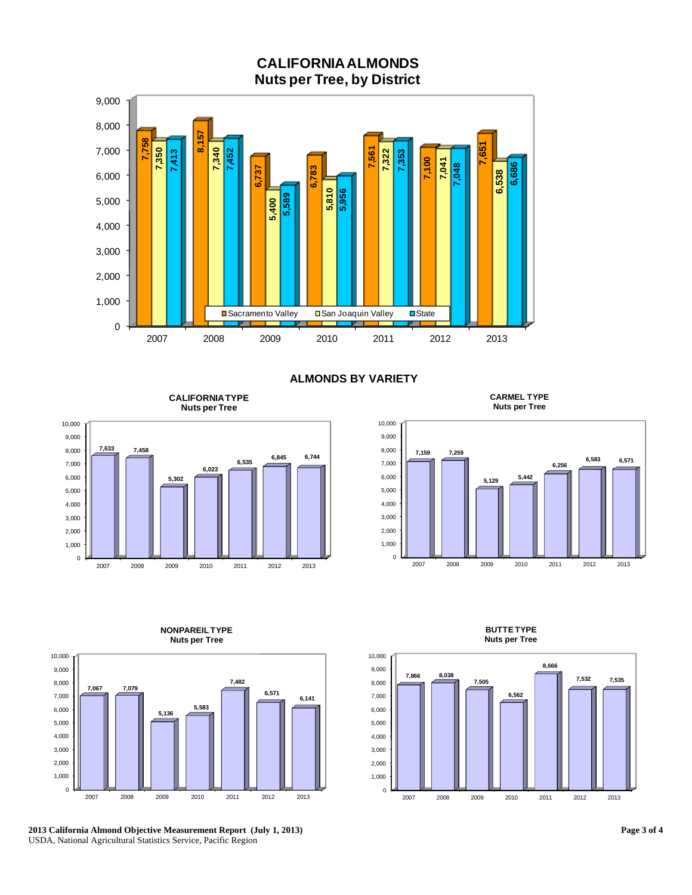## CALIFORNIA ALMONDS
### Nuts per Tree, by District

| Year | Sacramento Valley | San Joaquin Valley | State |
|---|---|---|---|
| 2007 | 7,758 | 7,350 | 7,413 |
| 2008 | 8,157 | 7,340 | 7,452 |
| 2009 | 6,737 | 5,400 | 5,589 |
| 2010 | 6,783 | 5,810 | 5,956 |
| 2011 | 7,561 | 7,322 | 7,353 |
| 2012 | 7,100 | 7,041 | 7,048 |
| 2013 | 7,651 | 6,538 | 6,686 |

## ALMONDS BY VARIETY

### CALIFORNIA TYPE Nuts per Tree

| Year | Nuts per Tree |
|---|---|
| 2007 | 7,633 |
| 2008 | 7,458 |
| 2009 | 5,302 |
| 2010 | 6,023 |
| 2011 | 6,535 |
| 2012 | 6,845 |
| 2013 | 6,744 |

### CARMEL TYPE Nuts per Tree

| Year | Nuts per Tree |
|---|---|
| 2007 | 7,159 |
| 2008 | 7,259 |
| 2009 | 5,129 |
| 2010 | 5,442 |
| 2011 | 6,256 |
| 2012 | 6,583 |
| 2013 | 6,571 |

### NONPAREIL TYPE Nuts per Tree

| Year | Nuts per Tree |
|---|---|
| 2007 | 7,067 |
| 2008 | 7,079 |
| 2009 | 5,136 |
| 2010 | 5,583 |
| 2011 | 7,482 |
| 2012 | 6,571 |
| 2013 | 6,141 |

### BUTTE TYPE Nuts per Tree

| Year | Nuts per Tree |
|---|---|
| 2007 | 7,866 |
| 2008 | 8,038 |
| 2009 | 7,505 |
| 2010 | 6,562 |
| 2011 | 8,666 |
| 2012 | 7,532 |
| 2013 | 7,535 |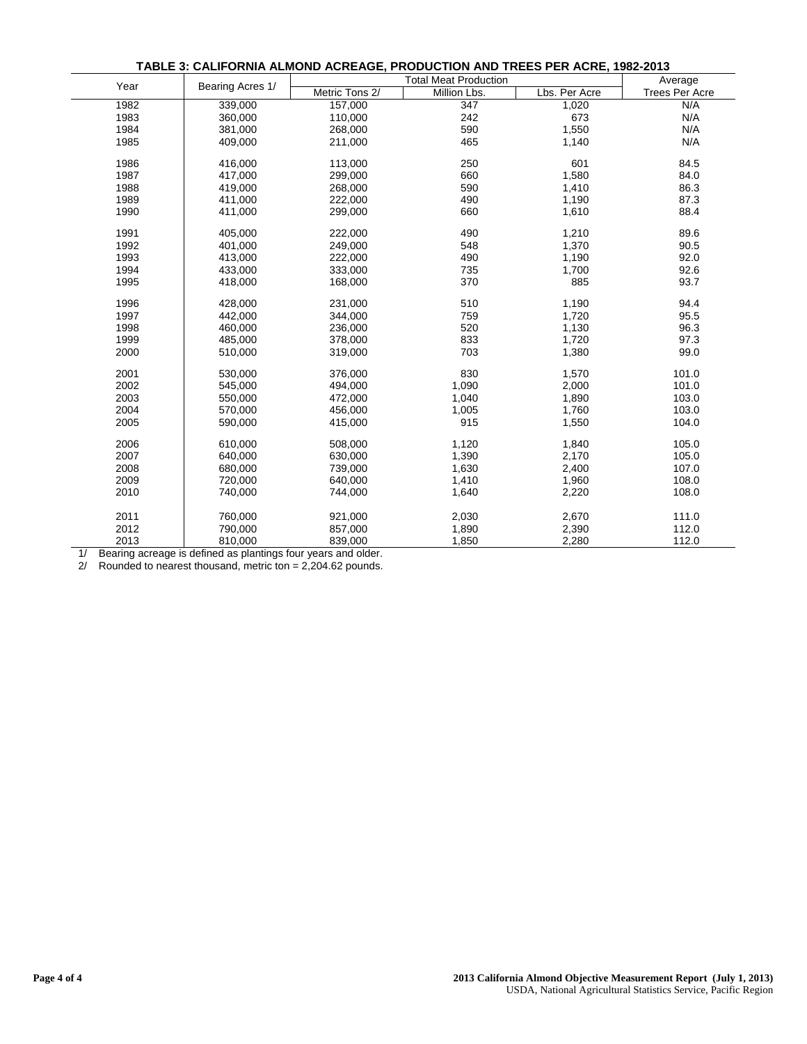**TABLE 3: CALIFORNIA ALMOND ACREAGE, PRODUCTION AND TREES PER ACRE, 1982-2013**

| Year | Bearing Acres 1/ | Total Meat Production | | | Average |
|---|---|---|---|---|---|
| | | Metric Tons 2/ | Million Lbs. | Lbs. Per Acre | Trees Per Acre |
| 1982 | 339,000 | 157,000 | 347 | 1,020 | N/A |
| 1983 | 360,000 | 110,000 | 242 | 673 | N/A |
| 1984 | 381,000 | 268,000 | 590 | 1,550 | N/A |
| 1985 | 409,000 | 211,000 | 465 | 1,140 | N/A |
| 1986 | 416,000 | 113,000 | 250 | 601 | 84.5 |
| 1987 | 417,000 | 299,000 | 660 | 1,580 | 84.0 |
| 1988 | 419,000 | 268,000 | 590 | 1,410 | 86.3 |
| 1989 | 411,000 | 222,000 | 490 | 1,190 | 87.3 |
| 1990 | 411,000 | 299,000 | 660 | 1,610 | 88.4 |
| 1991 | 405,000 | 222,000 | 490 | 1,210 | 89.6 |
| 1992 | 401,000 | 249,000 | 548 | 1,370 | 90.5 |
| 1993 | 413,000 | 222,000 | 490 | 1,190 | 92.0 |
| 1994 | 433,000 | 333,000 | 735 | 1,700 | 92.6 |
| 1995 | 418,000 | 168,000 | 370 | 885 | 93.7 |
| 1996 | 428,000 | 231,000 | 510 | 1,190 | 94.4 |
| 1997 | 442,000 | 344,000 | 759 | 1,720 | 95.5 |
| 1998 | 460,000 | 236,000 | 520 | 1,130 | 96.3 |
| 1999 | 485,000 | 378,000 | 833 | 1,720 | 97.3 |
| 2000 | 510,000 | 319,000 | 703 | 1,380 | 99.0 |
| 2001 | 530,000 | 376,000 | 830 | 1,570 | 101.0 |
| 2002 | 545,000 | 494,000 | 1,090 | 2,000 | 101.0 |
| 2003 | 550,000 | 472,000 | 1,040 | 1,890 | 103.0 |
| 2004 | 570,000 | 456,000 | 1,005 | 1,760 | 103.0 |
| 2005 | 590,000 | 415,000 | 915 | 1,550 | 104.0 |
| 2006 | 610,000 | 508,000 | 1,120 | 1,840 | 105.0 |
| 2007 | 640,000 | 630,000 | 1,390 | 2,170 | 105.0 |
| 2008 | 680,000 | 739,000 | 1,630 | 2,400 | 107.0 |
| 2009 | 720,000 | 640,000 | 1,410 | 1,960 | 108.0 |
| 2010 | 740,000 | 744,000 | 1,640 | 2,220 | 108.0 |
| 2011 | 760,000 | 921,000 | 2,030 | 2,670 | 111.0 |
| 2012 | 790,000 | 857,000 | 1,890 | 2,390 | 112.0 |
| 2013 | 810,000 | 839,000 | 1,850 | 2,280 | 112.0 |

1/ Bearing acreage is defined as plantings four years and older.

2/ Rounded to nearest thousand, metric ton = 2,204.62 pounds.